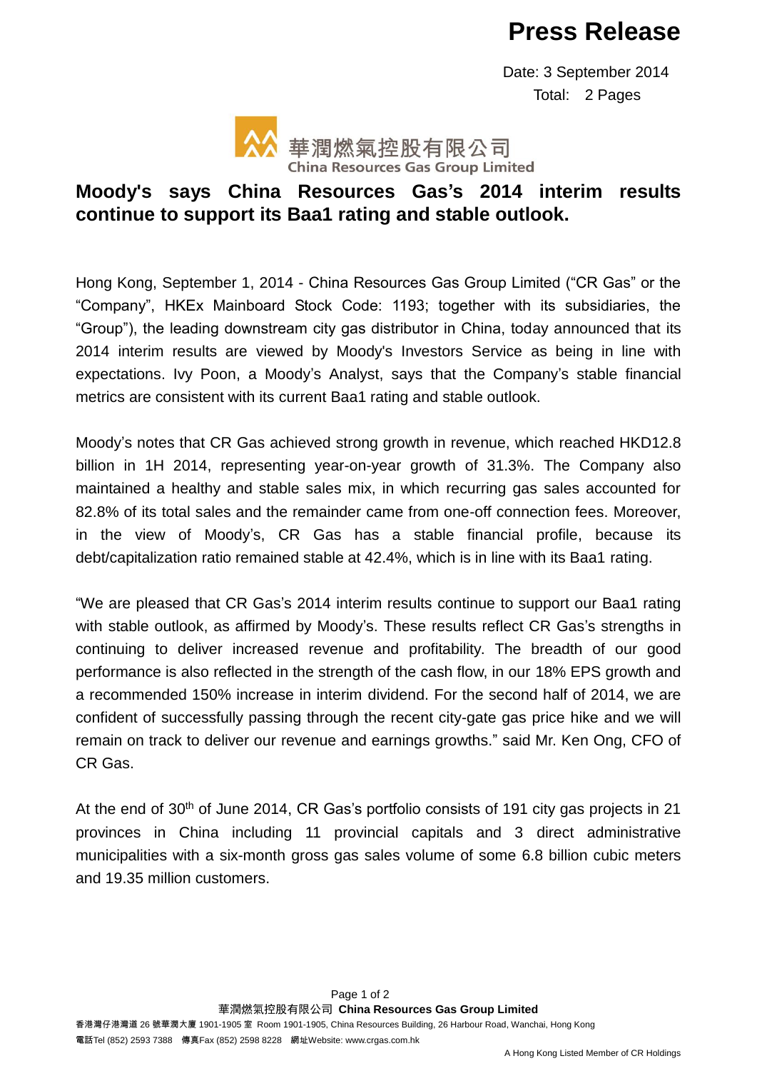// Press Release

Date: 3 September 2014
Total: 2 Pages

華潤燃氣控股有限公司
China Resources Gas Group Limited

# Moody's says China Resources Gas's 2014 interim results continue to support its Baa1 rating and stable outlook.

Hong Kong, September 1, 2014 - China Resources Gas Group Limited ("CR Gas" or the "Company", HKEx Mainboard Stock Code: 1193; together with its subsidiaries, the "Group"), the leading downstream city gas distributor in China, today announced that its 2014 interim results are viewed by Moody's Investors Service as being in line with expectations. Ivy Poon, a Moody's Analyst, says that the Company's stable financial metrics are consistent with its current Baa1 rating and stable outlook.

Moody's notes that CR Gas achieved strong growth in revenue, which reached HKD12.8 billion in 1H 2014, representing year-on-year growth of 31.3%. The Company also maintained a healthy and stable sales mix, in which recurring gas sales accounted for 82.8% of its total sales and the remainder came from one-off connection fees. Moreover, in the view of Moody's, CR Gas has a stable financial profile, because its debt/capitalization ratio remained stable at 42.4%, which is in line with its Baa1 rating.

"We are pleased that CR Gas's 2014 interim results continue to support our Baa1 rating with stable outlook, as affirmed by Moody's. These results reflect CR Gas's strengths in continuing to deliver increased revenue and profitability. The breadth of our good performance is also reflected in the strength of the cash flow, in our 18% EPS growth and a recommended 150% increase in interim dividend. For the second half of 2014, we are confident of successfully passing through the recent city-gate gas price hike and we will remain on track to deliver our revenue and earnings growths." said Mr. Ken Ong, CFO of CR Gas.

At the end of 30th of June 2014, CR Gas's portfolio consists of 191 city gas projects in 21 provinces in China including 11 provincial capitals and 3 direct administrative municipalities with a six-month gross gas sales volume of some 6.8 billion cubic meters and 19.35 million customers.

華潤燃氣控股有限公司 **China Resources Gas Group Limited**
香港灣仔港灣道 26 號華潤大廈 1901-1905 室 Room 1901-1905, China Resources Building, 26 Harbour Road, Wanchai, Hong Kong
電話Tel (852) 2593 7388 傳真Fax (852) 2598 8228 網址Website: www.crgas.com.hk
A Hong Kong Listed Member of CR Holdings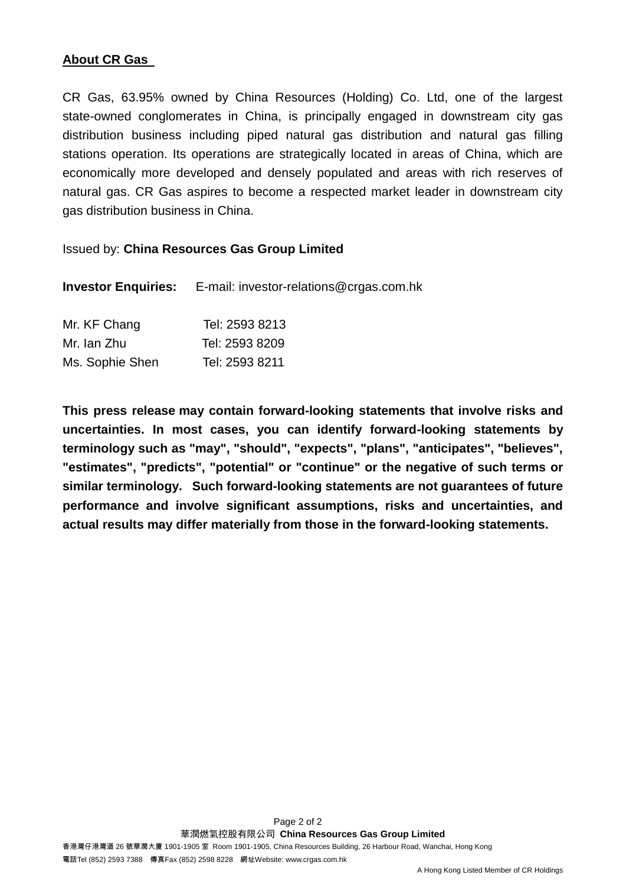**About CR Gas**

CR Gas, 63.95% owned by China Resources (Holding) Co. Ltd, one of the largest state-owned conglomerates in China, is principally engaged in downstream city gas distribution business including piped natural gas distribution and natural gas filling stations operation. Its operations are strategically located in areas of China, which are economically more developed and densely populated and areas with rich reserves of natural gas. CR Gas aspires to become a respected market leader in downstream city gas distribution business in China.

Issued by: **China Resources Gas Group Limited**

**Investor Enquiries:** E-mail: investor-relations@crgas.com.hk

| | |
|---|---|
| Mr. KF Chang | Tel: 2593 8213 |
| Mr. Ian Zhu | Tel: 2593 8209 |
| Ms. Sophie Shen | Tel: 2593 8211 |

**This press release may contain forward-looking statements that involve risks and uncertainties. In most cases, you can identify forward-looking statements by terminology such as "may", "should", "expects", "plans", "anticipates", "believes", "estimates", "predicts", "potential" or "continue" or the negative of such terms or similar terminology. Such forward-looking statements are not guarantees of future performance and involve significant assumptions, risks and uncertainties, and actual results may differ materially from those in the forward-looking statements.**